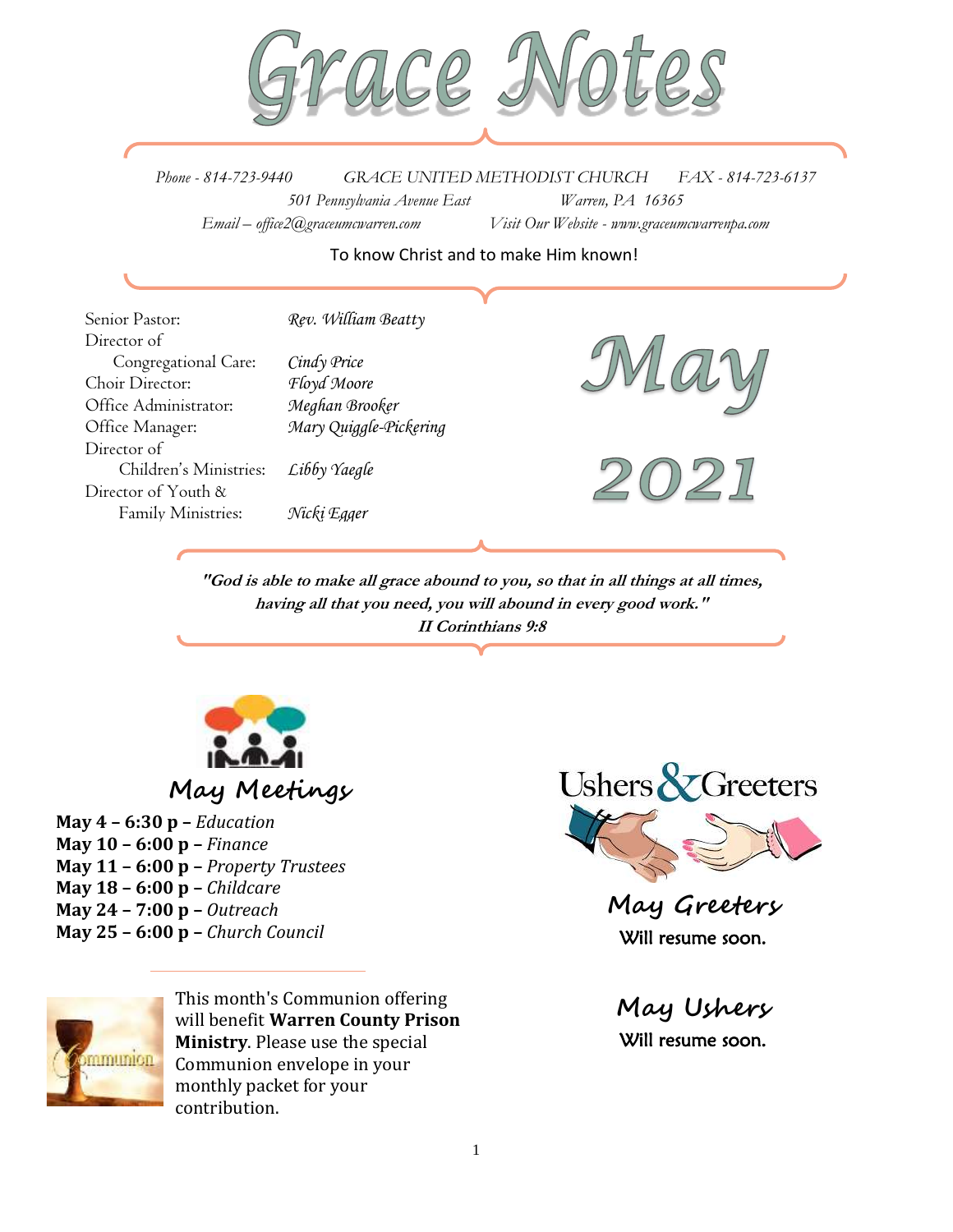# Grace Notes

*Phone - 814-723-9440* *GRACE UNITED METHODIST CHURCH* *FAX - 814-723-6137*

*501 Pennsylvania Avenue East* *Warren, PA 16365*

*Email – office2@graceumcwarren.com* *Visit Our Website - www.graceumcwarrenpa.com*

To know Christ and to make Him known!

| | |
|---|---|
| Senior Pastor: | *Rev. William Beatty* |
| Director of Congregational Care: | *Cindy Price* |
| Choir Director: | *Floyd Moore* |
| Office Administrator: | *Meghan Brooker* |
| Office Manager: | *Mary Quiggle-Pickering* |
| Director of Children's Ministries: | *Libby Yaegle* |
| Director of Youth & Family Ministries: | *Nicki Egger* |

## May 2021

***"God is able to make all grace abound to you, so that in all things at all times, having all that you need, you will abound in every good work."***
***II Corinthians 9:8***

## May Meetings

**May 4 – 6:30 p –** *Education*
**May 10 – 6:00 p –** *Finance*
**May 11 – 6:00 p –** *Property Trustees*
**May 18 – 6:00 p –** *Childcare*
**May 24 – 7:00 p –** *Outreach*
**May 25 – 6:00 p –** *Church Council*

This month's Communion offering will benefit **Warren County Prison Ministry**. Please use the special Communion envelope in your monthly packet for your contribution.

## Ushers & Greeters

### May Greeters

Will resume soon.

### May Ushers

Will resume soon.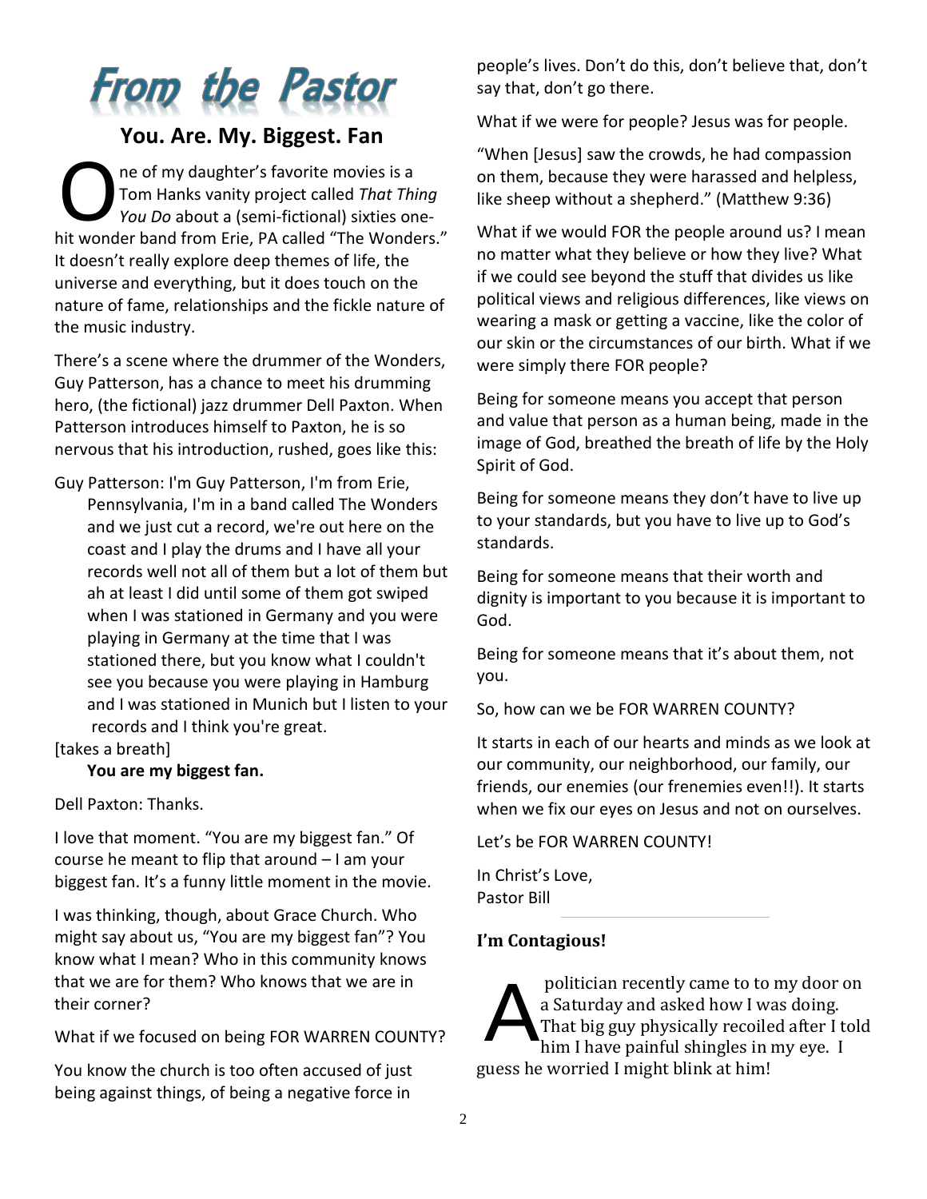# From the Pastor

## You. Are. My. Biggest. Fan

One of my daughter's favorite movies is a Tom Hanks vanity project called *That Thing You Do* about a (semi-fictional) sixties one-hit wonder band from Erie, PA called "The Wonders." It doesn't really explore deep themes of life, the universe and everything, but it does touch on the nature of fame, relationships and the fickle nature of the music industry.

There's a scene where the drummer of the Wonders, Guy Patterson, has a chance to meet his drumming hero, (the fictional) jazz drummer Dell Paxton. When Patterson introduces himself to Paxton, he is so nervous that his introduction, rushed, goes like this:

Guy Patterson: I'm Guy Patterson, I'm from Erie, Pennsylvania, I'm in a band called The Wonders and we just cut a record, we're out here on the coast and I play the drums and I have all your records well not all of them but a lot of them but ah at least I did until some of them got swiped when I was stationed in Germany and you were playing in Germany at the time that I was stationed there, but you know what I couldn't see you because you were playing in Hamburg and I was stationed in Munich but I listen to your records and I think you're great.

[takes a breath]

**You are my biggest fan.**

Dell Paxton: Thanks.

I love that moment. "You are my biggest fan." Of course he meant to flip that around – I am your biggest fan. It's a funny little moment in the movie.

I was thinking, though, about Grace Church. Who might say about us, "You are my biggest fan"? You know what I mean? Who in this community knows that we are for them? Who knows that we are in their corner?

What if we focused on being FOR WARREN COUNTY?

You know the church is too often accused of just being against things, of being a negative force in people's lives. Don't do this, don't believe that, don't say that, don't go there.

What if we were for people? Jesus was for people.

"When [Jesus] saw the crowds, he had compassion on them, because they were harassed and helpless, like sheep without a shepherd." (Matthew 9:36)

What if we would FOR the people around us? I mean no matter what they believe or how they live? What if we could see beyond the stuff that divides us like political views and religious differences, like views on wearing a mask or getting a vaccine, like the color of our skin or the circumstances of our birth. What if we were simply there FOR people?

Being for someone means you accept that person and value that person as a human being, made in the image of God, breathed the breath of life by the Holy Spirit of God.

Being for someone means they don't have to live up to your standards, but you have to live up to God's standards.

Being for someone means that their worth and dignity is important to you because it is important to God.

Being for someone means that it's about them, not you.

So, how can we be FOR WARREN COUNTY?

It starts in each of our hearts and minds as we look at our community, our neighborhood, our family, our friends, our enemies (our frenemies even!!). It starts when we fix our eyes on Jesus and not on ourselves.

Let's be FOR WARREN COUNTY!

In Christ's Love,
Pastor Bill

---

### I'm Contagious!

A politician recently came to to my door on a Saturday and asked how I was doing. That big guy physically recoiled after I told him I have painful shingles in my eye. I guess he worried I might blink at him!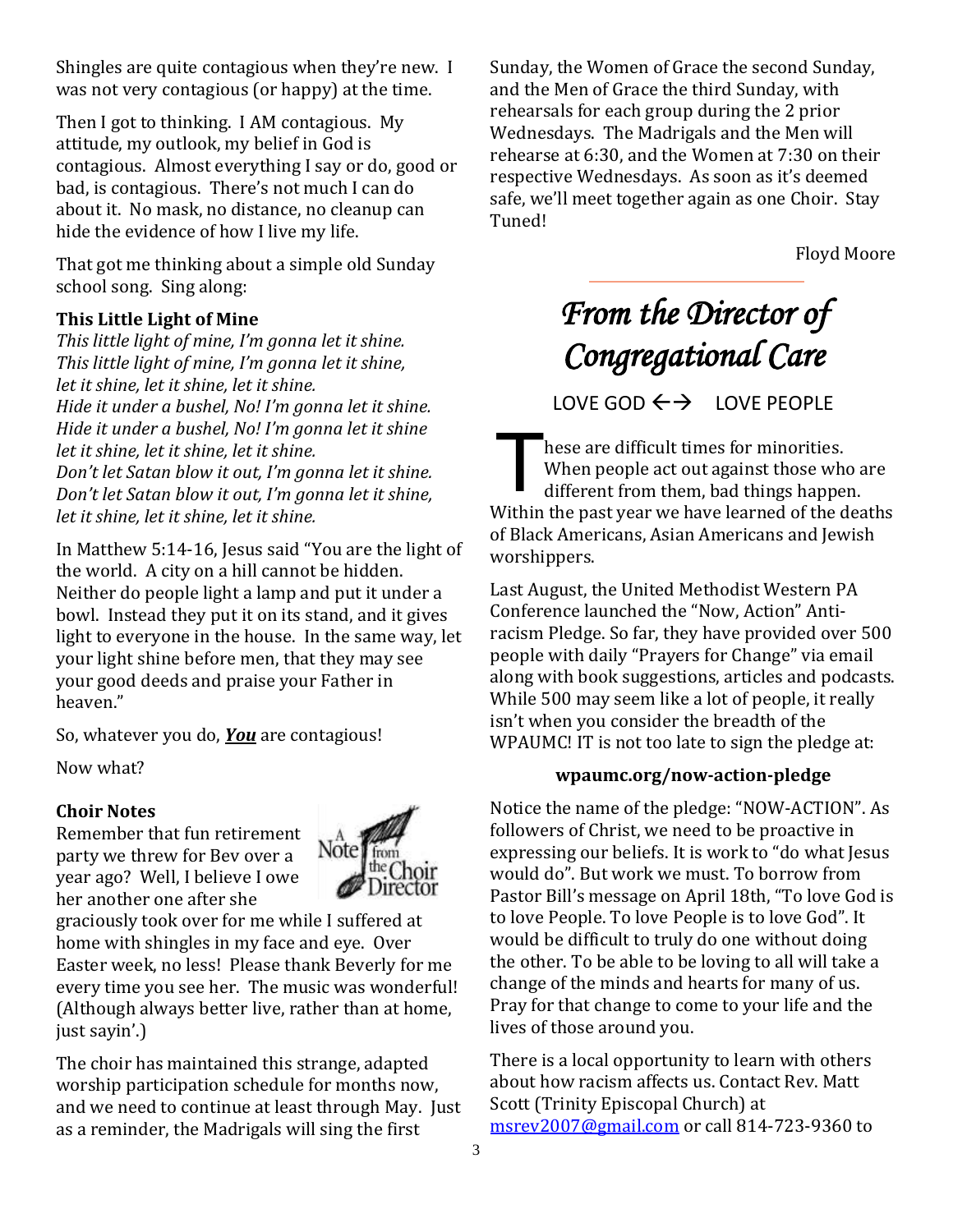Shingles are quite contagious when they're new. I was not very contagious (or happy) at the time.

Then I got to thinking. I AM contagious. My attitude, my outlook, my belief in God is contagious. Almost everything I say or do, good or bad, is contagious. There's not much I can do about it. No mask, no distance, no cleanup can hide the evidence of how I live my life.

That got me thinking about a simple old Sunday school song. Sing along:

**This Little Light of Mine**
*This little light of mine, I'm gonna let it shine.*
*This little light of mine, I'm gonna let it shine,*
*let it shine, let it shine, let it shine.*
*Hide it under a bushel, No! I'm gonna let it shine.*
*Hide it under a bushel, No! I'm gonna let it shine*
*let it shine, let it shine, let it shine.*
*Don't let Satan blow it out, I'm gonna let it shine.*
*Don't let Satan blow it out, I'm gonna let it shine,*
*let it shine, let it shine, let it shine.*

In Matthew 5:14-16, Jesus said "You are the light of the world. A city on a hill cannot be hidden. Neither do people light a lamp and put it under a bowl. Instead they put it on its stand, and it gives light to everyone in the house. In the same way, let your light shine before men, that they may see your good deeds and praise your Father in heaven."

So, whatever you do, ***<u>You</u>*** are contagious!

Now what?

**Choir Notes**

A Note from the Choir Director

Remember that fun retirement party we threw for Bev over a year ago? Well, I believe I owe her another one after she graciously took over for me while I suffered at home with shingles in my face and eye. Over Easter week, no less! Please thank Beverly for me every time you see her. The music was wonderful! (Although always better live, rather than at home, just sayin'.)

The choir has maintained this strange, adapted worship participation schedule for months now, and we need to continue at least through May. Just as a reminder, the Madrigals will sing the first Sunday, the Women of Grace the second Sunday, and the Men of Grace the third Sunday, with rehearsals for each group during the 2 prior Wednesdays. The Madrigals and the Men will rehearse at 6:30, and the Women at 7:30 on their respective Wednesdays. As soon as it's deemed safe, we'll meet together again as one Choir. Stay Tuned!

Floyd Moore

## *From the Director of Congregational Care*

LOVE GOD ←→ LOVE PEOPLE

These are difficult times for minorities. When people act out against those who are different from them, bad things happen. Within the past year we have learned of the deaths of Black Americans, Asian Americans and Jewish worshippers.

Last August, the United Methodist Western PA Conference launched the "Now, Action" Anti-racism Pledge. So far, they have provided over 500 people with daily "Prayers for Change" via email along with book suggestions, articles and podcasts. While 500 may seem like a lot of people, it really isn't when you consider the breadth of the WPAUMC! IT is not too late to sign the pledge at:

**wpaumc.org/now-action-pledge**

Notice the name of the pledge: "NOW-ACTION". As followers of Christ, we need to be proactive in expressing our beliefs. It is work to "do what Jesus would do". But work we must. To borrow from Pastor Bill's message on April 18th, "To love God is to love People. To love People is to love God". It would be difficult to truly do one without doing the other. To be able to be loving to all will take a change of the minds and hearts for many of us. Pray for that change to come to your life and the lives of those around you.

There is a local opportunity to learn with others about how racism affects us. Contact Rev. Matt Scott (Trinity Episcopal Church) at msrev2007@gmail.com or call 814-723-9360 to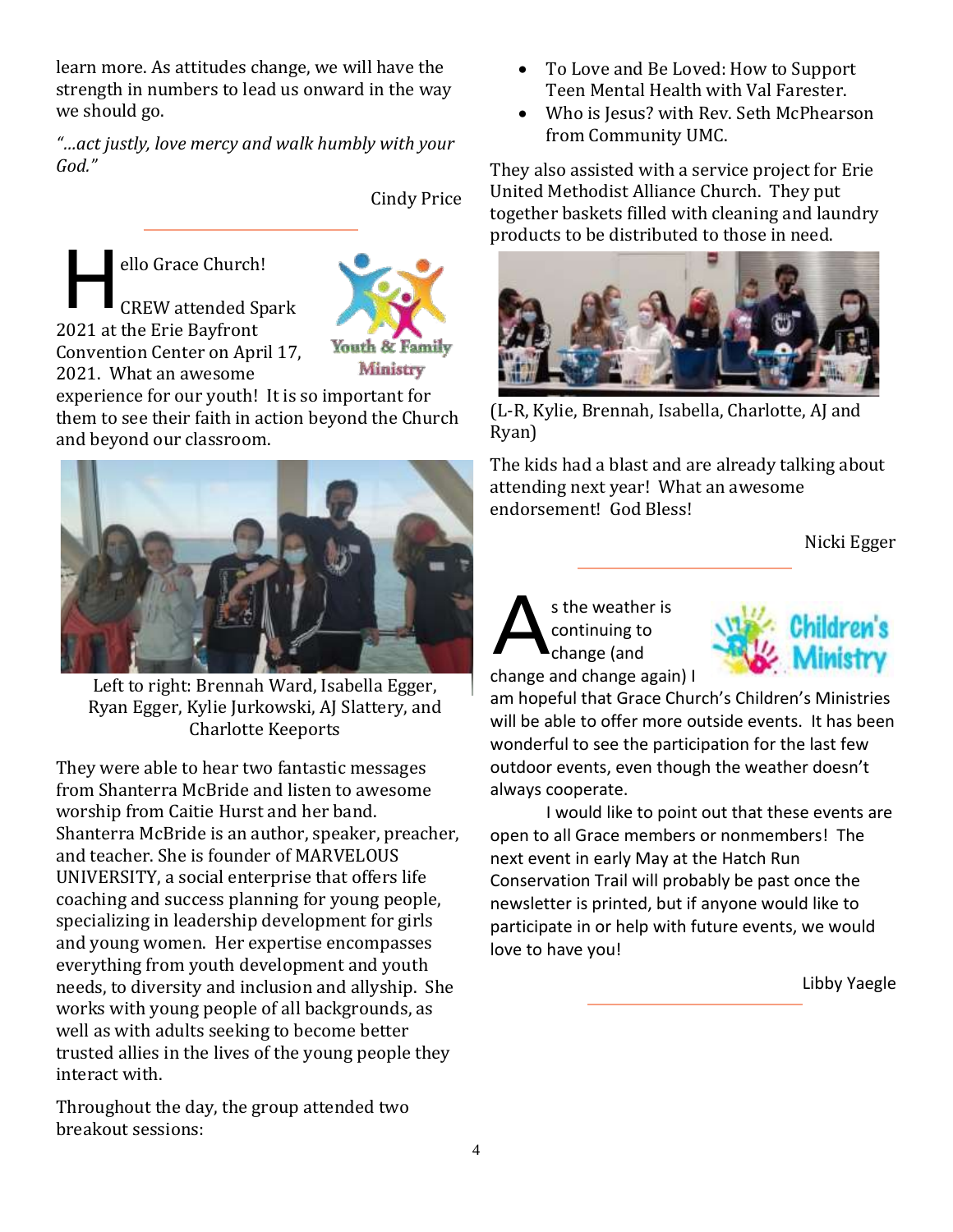learn more. As attitudes change, we will have the strength in numbers to lead us onward in the way we should go.

*"...act justly, love mercy and walk humbly with your God."*

Cindy Price

---

Hello Grace Church!

CREW attended Spark 2021 at the Erie Bayfront Convention Center on April 17, 2021. What an awesome experience for our youth! It is so important for them to see their faith in action beyond the Church and beyond our classroom.

Left to right: Brennah Ward, Isabella Egger, Ryan Egger, Kylie Jurkowski, AJ Slattery, and Charlotte Keeports

They were able to hear two fantastic messages from Shanterra McBride and listen to awesome worship from Caitie Hurst and her band. Shanterra McBride is an author, speaker, preacher, and teacher. She is founder of MARVELOUS UNIVERSITY, a social enterprise that offers life coaching and success planning for young people, specializing in leadership development for girls and young women. Her expertise encompasses everything from youth development and youth needs, to diversity and inclusion and allyship. She works with young people of all backgrounds, as well as with adults seeking to become better trusted allies in the lives of the young people they interact with.

Throughout the day, the group attended two breakout sessions:

- To Love and Be Loved: How to Support Teen Mental Health with Val Farester.
- Who is Jesus? with Rev. Seth McPhearson from Community UMC.

They also assisted with a service project for Erie United Methodist Alliance Church. They put together baskets filled with cleaning and laundry products to be distributed to those in need.

(L-R, Kylie, Brennah, Isabella, Charlotte, AJ and Ryan)

The kids had a blast and are already talking about attending next year! What an awesome endorsement! God Bless!

Nicki Egger

---

As the weather is continuing to change (and change and change again) I am hopeful that Grace Church's Children's Ministries will be able to offer more outside events. It has been wonderful to see the participation for the last few outdoor events, even though the weather doesn't always cooperate.

I would like to point out that these events are open to all Grace members or nonmembers! The next event in early May at the Hatch Run Conservation Trail will probably be past once the newsletter is printed, but if anyone would like to participate in or help with future events, we would love to have you!

Libby Yaegle

---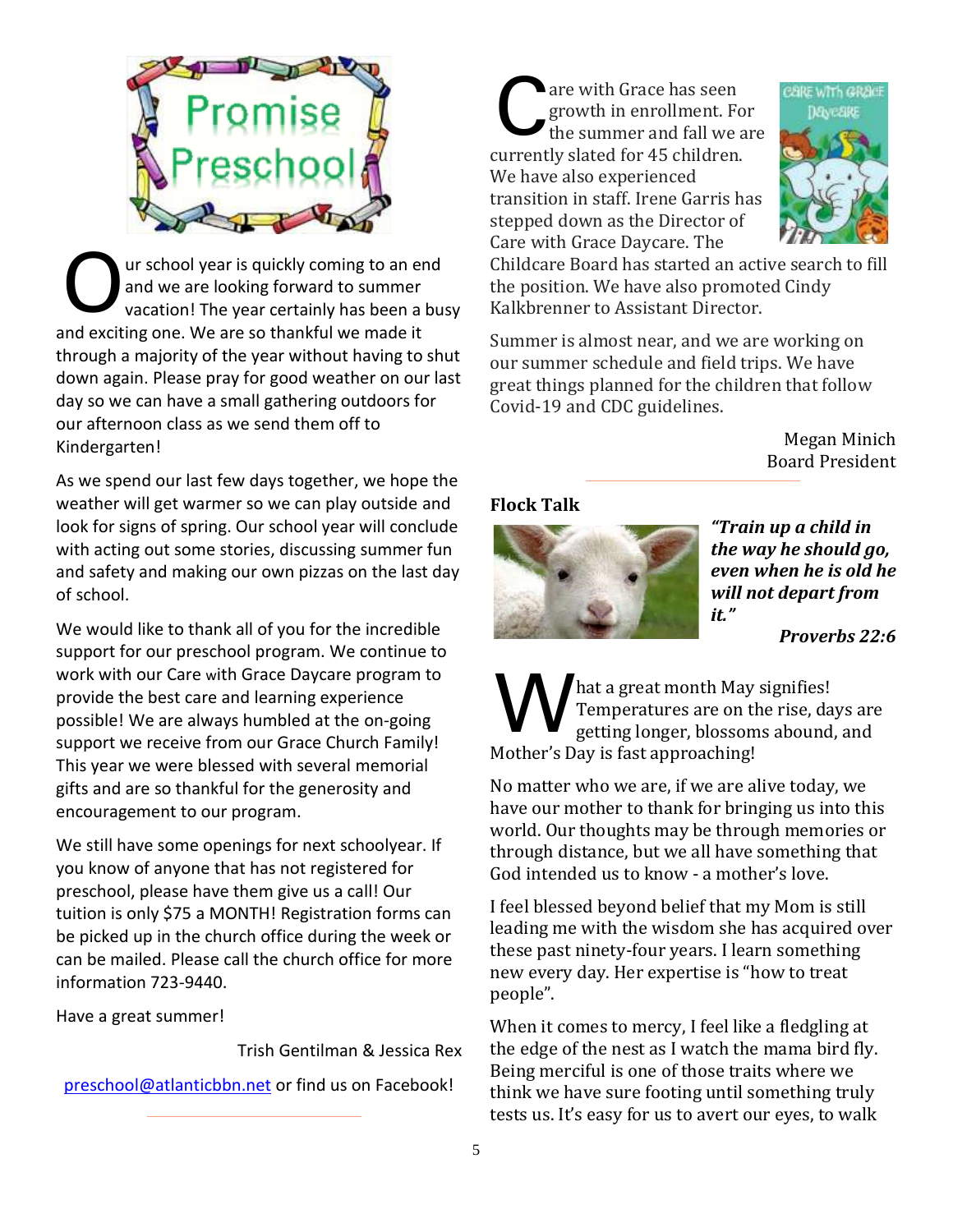## Promise Preschool

Our school year is quickly coming to an end and we are looking forward to summer vacation! The year certainly has been a busy and exciting one. We are so thankful we made it through a majority of the year without having to shut down again. Please pray for good weather on our last day so we can have a small gathering outdoors for our afternoon class as we send them off to Kindergarten!

As we spend our last few days together, we hope the weather will get warmer so we can play outside and look for signs of spring. Our school year will conclude with acting out some stories, discussing summer fun and safety and making our own pizzas on the last day of school.

We would like to thank all of you for the incredible support for our preschool program. We continue to work with our Care with Grace Daycare program to provide the best care and learning experience possible! We are always humbled at the on-going support we receive from our Grace Church Family! This year we were blessed with several memorial gifts and are so thankful for the generosity and encouragement to our program.

We still have some openings for next schoolyear. If you know of anyone that has not registered for preschool, please have them give us a call! Our tuition is only $75 a MONTH! Registration forms can be picked up in the church office during the week or can be mailed. Please call the church office for more information 723-9440.

Have a great summer!

Trish Gentilman & Jessica Rex

[preschool@atlanticbbn.net](mailto:preschool@atlanticbbn.net) or find us on Facebook!

---

## Care with Grace Daycare

Care with Grace has seen growth in enrollment. For the summer and fall we are currently slated for 45 children. We have also experienced transition in staff. Irene Garris has stepped down as the Director of Care with Grace Daycare. The Childcare Board has started an active search to fill the position. We have also promoted Cindy Kalkbrenner to Assistant Director.

Summer is almost near, and we are working on our summer schedule and field trips. We have great things planned for the children that follow Covid-19 and CDC guidelines.

Megan Minich
Board President

---

## Flock Talk

***"Train up a child in the way he should go, even when he is old he will not depart from it."***

***Proverbs 22:6***

What a great month May signifies! Temperatures are on the rise, days are getting longer, blossoms abound, and Mother's Day is fast approaching!

No matter who we are, if we are alive today, we have our mother to thank for bringing us into this world. Our thoughts may be through memories or through distance, but we all have something that God intended us to know - a mother's love.

I feel blessed beyond belief that my Mom is still leading me with the wisdom she has acquired over these past ninety-four years. I learn something new every day. Her expertise is "how to treat people".

When it comes to mercy, I feel like a fledgling at the edge of the nest as I watch the mama bird fly. Being merciful is one of those traits where we think we have sure footing until something truly tests us. It's easy for us to avert our eyes, to walk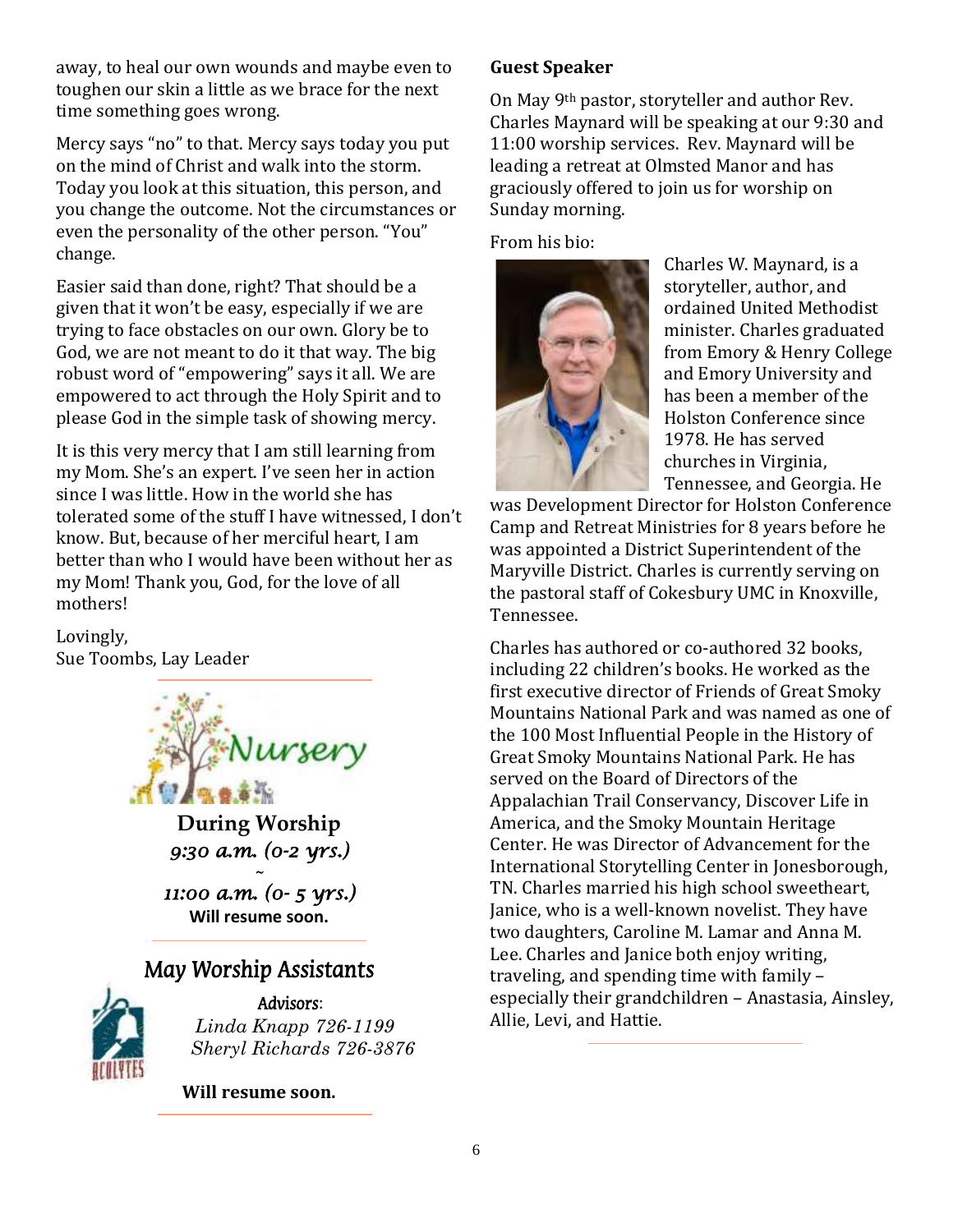away, to heal our own wounds and maybe even to toughen our skin a little as we brace for the next time something goes wrong.

Mercy says "no" to that. Mercy says today you put on the mind of Christ and walk into the storm. Today you look at this situation, this person, and you change the outcome. Not the circumstances or even the personality of the other person. "You" change.

Easier said than done, right? That should be a given that it won't be easy, especially if we are trying to face obstacles on our own. Glory be to God, we are not meant to do it that way. The big robust word of "empowering" says it all. We are empowered to act through the Holy Spirit and to please God in the simple task of showing mercy.

It is this very mercy that I am still learning from my Mom. She's an expert. I've seen her in action since I was little. How in the world she has tolerated some of the stuff I have witnessed, I don't know. But, because of her merciful heart, I am better than who I would have been without her as my Mom! Thank you, God, for the love of all mothers!

Lovingly,
Sue Toombs, Lay Leader

---

## Nursery

**During Worship**
*9:30 a.m. (0-2 yrs.)*
~
*11:00 a.m. (0- 5 yrs.)*
**Will resume soon.**

---

## May Worship Assistants

ACOLYTES

Advisors:
*Linda Knapp 726-1199*
*Sheryl Richards 726-3876*

**Will resume soon.**

---

### Guest Speaker

On May 9th pastor, storyteller and author Rev. Charles Maynard will be speaking at our 9:30 and 11:00 worship services. Rev. Maynard will be leading a retreat at Olmsted Manor and has graciously offered to join us for worship on Sunday morning.

From his bio:

Charles W. Maynard, is a storyteller, author, and ordained United Methodist minister. Charles graduated from Emory & Henry College and Emory University and has been a member of the Holston Conference since 1978. He has served churches in Virginia, Tennessee, and Georgia. He was Development Director for Holston Conference Camp and Retreat Ministries for 8 years before he was appointed a District Superintendent of the Maryville District. Charles is currently serving on the pastoral staff of Cokesbury UMC in Knoxville, Tennessee.

Charles has authored or co-authored 32 books, including 22 children's books. He worked as the first executive director of Friends of Great Smoky Mountains National Park and was named as one of the 100 Most Influential People in the History of Great Smoky Mountains National Park. He has served on the Board of Directors of the Appalachian Trail Conservancy, Discover Life in America, and the Smoky Mountain Heritage Center. He was Director of Advancement for the International Storytelling Center in Jonesborough, TN. Charles married his high school sweetheart, Janice, who is a well-known novelist. They have two daughters, Caroline M. Lamar and Anna M. Lee. Charles and Janice both enjoy writing, traveling, and spending time with family – especially their grandchildren – Anastasia, Ainsley, Allie, Levi, and Hattie.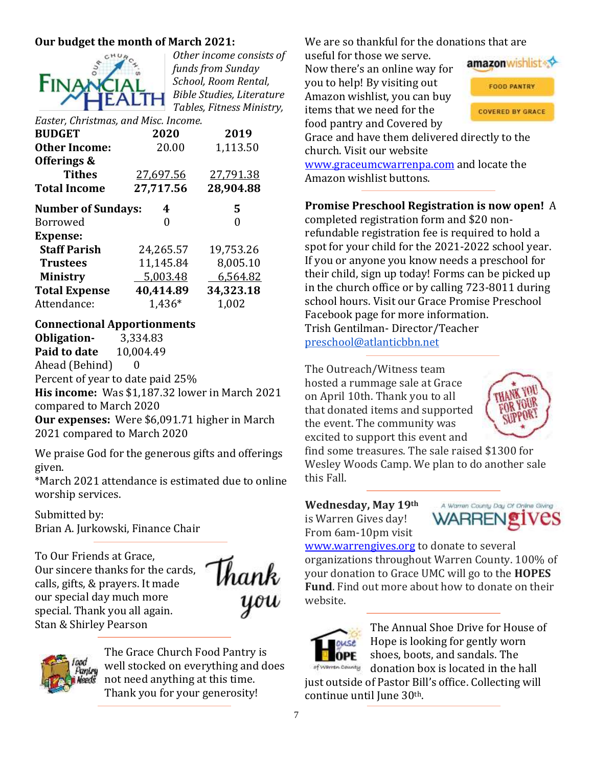**Our budget the month of March 2021:**

*Other income consists of funds from Sunday School, Room Rental, Bible Studies, Literature Tables, Fitness Ministry, Easter, Christmas, and Misc. Income.*

| **BUDGET** | **2020** | **2019** |
|---|---|---|
| **Other Income:** | 20.00 | 1,113.50 |
| **Offerings & Tithes** | 27,697.56 | 27,791.38 |
| **Total Income** | **27,717.56** | **28,904.88** |
| **Number of Sundays:** | **4** | **5** |
| Borrowed | 0 | 0 |
| **Expense:** | | |
| **Staff Parish** | 24,265.57 | 19,753.26 |
| **Trustees** | 11,145.84 | 8,005.10 |
| **Ministry** | 5,003.48 | 6,564.82 |
| **Total Expense** | **40,414.89** | **34,323.18** |
| Attendance: | 1,436* | 1,002 |

**Connectional Apportionments**
**Obligation-** 3,334.83
**Paid to date** 10,004.49
Ahead (Behind) 0
Percent of year to date paid 25%
**His income:** Was $1,187.32 lower in March 2021 compared to March 2020
**Our expenses:** Were $6,091.71 higher in March 2021 compared to March 2020

We praise God for the generous gifts and offerings given.
*March 2021 attendance is estimated due to online worship services.

Submitted by:
Brian A. Jurkowski, Finance Chair

---

To Our Friends at Grace,
Our sincere thanks for the cards, calls, gifts, & prayers. It made our special day much more special. Thank you all again.
Stan & Shirley Pearson

---

The Grace Church Food Pantry is well stocked on everything and does not need anything at this time. Thank you for your generosity!

---

We are so thankful for the donations that are useful for those we serve. Now there's an online way for you to help! By visiting out Amazon wishlist, you can buy items that we need for the food pantry and Covered by Grace and have them delivered directly to the church. Visit our website www.graceumcwarrenpa.com and locate the Amazon wishlist buttons.

---

**Promise Preschool Registration is now open!** A completed registration form and $20 non-refundable registration fee is required to hold a spot for your child for the 2021-2022 school year. If you or anyone you know needs a preschool for their child, sign up today! Forms can be picked up in the church office or by calling 723-8011 during school hours. Visit our Grace Promise Preschool Facebook page for more information.
Trish Gentilman- Director/Teacher
preschool@atlanticbbn.net

---

The Outreach/Witness team hosted a rummage sale at Grace on April 10th. Thank you to all that donated items and supported the event. The community was excited to support this event and find some treasures. The sale raised $1300 for Wesley Woods Camp. We plan to do another sale this Fall.

---

**Wednesday, May 19th** is Warren Gives day! From 6am-10pm visit www.warrengives.org to donate to several organizations throughout Warren County. 100% of your donation to Grace UMC will go to the **HOPES Fund**. Find out more about how to donate on their website.

---

The Annual Shoe Drive for House of Hope is looking for gently worn shoes, boots, and sandals. The donation box is located in the hall just outside of Pastor Bill's office. Collecting will continue until June 30th.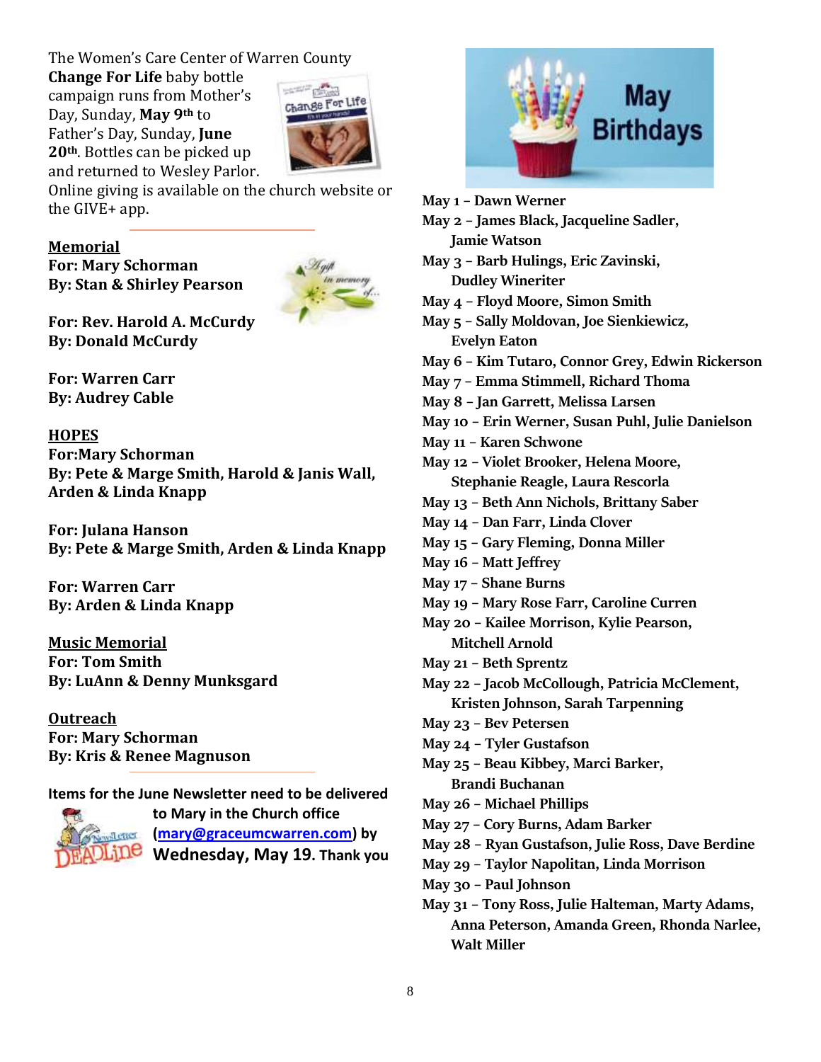The Women's Care Center of Warren County **Change For Life** baby bottle campaign runs from Mother's Day, Sunday, **May 9th** to Father's Day, Sunday, **June 20th**. Bottles can be picked up and returned to Wesley Parlor. Online giving is available on the church website or the GIVE+ app.

---

**Memorial**

**For: Mary Schorman**
**By: Stan & Shirley Pearson**

**For: Rev. Harold A. McCurdy**
**By: Donald McCurdy**

**For: Warren Carr**
**By: Audrey Cable**

**HOPES**

**For:Mary Schorman**
**By: Pete & Marge Smith, Harold & Janis Wall, Arden & Linda Knapp**

**For: Julana Hanson**
**By: Pete & Marge Smith, Arden & Linda Knapp**

**For: Warren Carr**
**By: Arden & Linda Knapp**

**Music Memorial**

**For: Tom Smith**
**By: LuAnn & Denny Munksgard**

**Outreach**

**For: Mary Schorman**
**By: Kris & Renee Magnuson**

---

**Items for the June Newsletter need to be delivered to Mary in the Church office ([mary@graceumcwarren.com](mailto:mary@graceumcwarren.com)) by Wednesday, May 19. Thank you**

## May Birthdays

**May 1 – Dawn Werner**
**May 2 – James Black, Jacqueline Sadler, Jamie Watson**
**May 3 – Barb Hulings, Eric Zavinski, Dudley Wineriter**
**May 4 – Floyd Moore, Simon Smith**
**May 5 – Sally Moldovan, Joe Sienkiewicz, Evelyn Eaton**
**May 6 – Kim Tutaro, Connor Grey, Edwin Rickerson**
**May 7 – Emma Stimmell, Richard Thoma**
**May 8 – Jan Garrett, Melissa Larsen**
**May 10 – Erin Werner, Susan Puhl, Julie Danielson**
**May 11 – Karen Schwone**
**May 12 – Violet Brooker, Helena Moore, Stephanie Reagle, Laura Rescorla**
**May 13 – Beth Ann Nichols, Brittany Saber**
**May 14 – Dan Farr, Linda Clover**
**May 15 – Gary Fleming, Donna Miller**
**May 16 – Matt Jeffrey**
**May 17 – Shane Burns**
**May 19 – Mary Rose Farr, Caroline Curren**
**May 20 – Kailee Morrison, Kylie Pearson, Mitchell Arnold**
**May 21 – Beth Sprentz**
**May 22 – Jacob McCollough, Patricia McClement, Kristen Johnson, Sarah Tarpenning**
**May 23 – Bev Petersen**
**May 24 – Tyler Gustafson**
**May 25 – Beau Kibbey, Marci Barker, Brandi Buchanan**
**May 26 – Michael Phillips**
**May 27 – Cory Burns, Adam Barker**
**May 28 – Ryan Gustafson, Julie Ross, Dave Berdine**
**May 29 – Taylor Napolitan, Linda Morrison**
**May 30 – Paul Johnson**
**May 31 – Tony Ross, Julie Halteman, Marty Adams, Anna Peterson, Amanda Green, Rhonda Narlee, Walt Miller**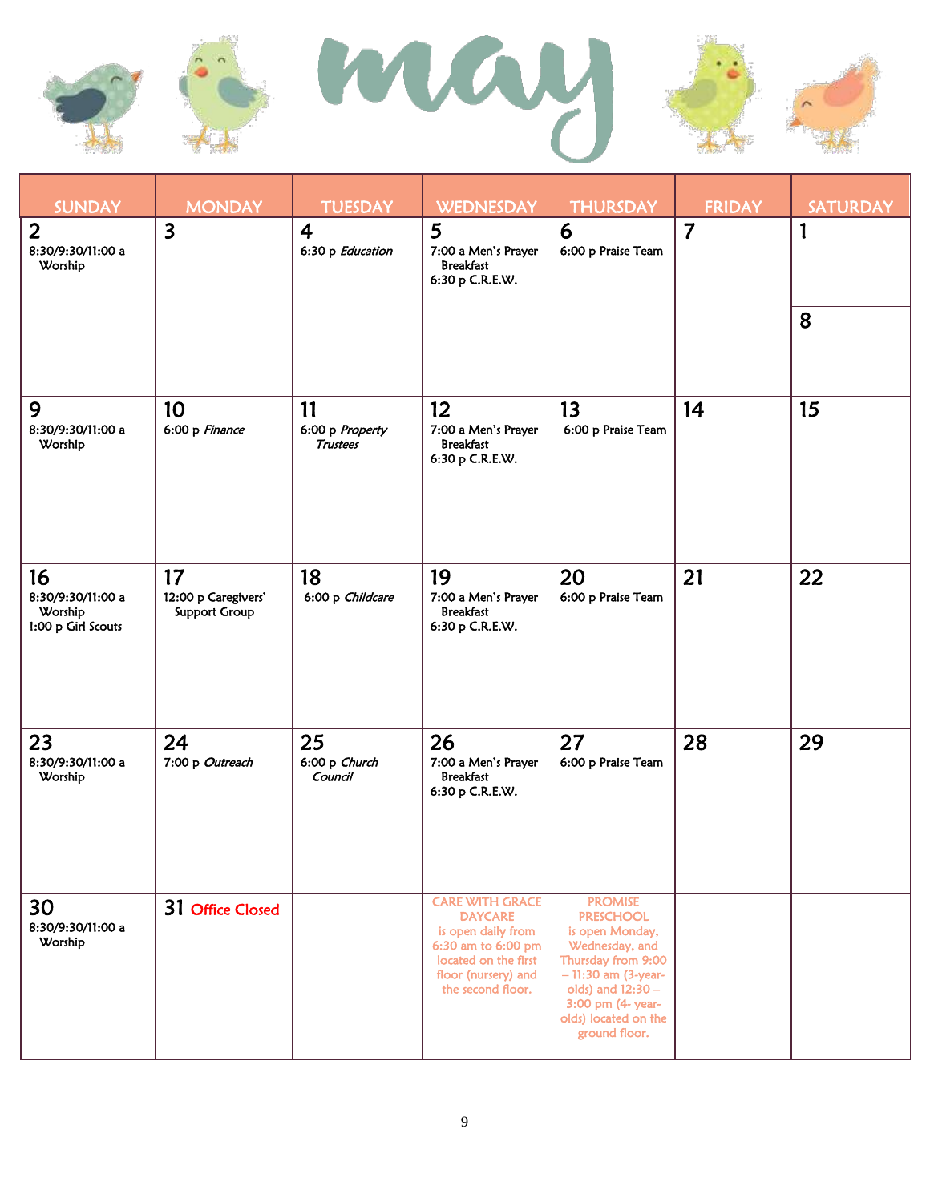# may

| SUNDAY | MONDAY | TUESDAY | WEDNESDAY | THURSDAY | FRIDAY | SATURDAY |
|---|---|---|---|---|---|---|
| **2** 8:30/9:30/11:00 a Worship | **3** | **4** 6:30 p *Education* | **5** 7:00 a Men's Prayer Breakfast 6:30 p C.R.E.W. | **6** 6:00 p Praise Team | **7** | **1** / **8** |
| **9** 8:30/9:30/11:00 a Worship | **10** 6:00 p *Finance* | **11** 6:00 p *Property Trustees* | **12** 7:00 a Men's Prayer Breakfast 6:30 p C.R.E.W. | **13** 6:00 p Praise Team | **14** | **15** |
| **16** 8:30/9:30/11:00 a Worship 1:00 p Girl Scouts | **17** 12:00 p Caregivers' Support Group | **18** 6:00 p *Childcare* | **19** 7:00 a Men's Prayer Breakfast 6:30 p C.R.E.W. | **20** 6:00 p Praise Team | **21** | **22** |
| **23** 8:30/9:30/11:00 a Worship | **24** 7:00 p *Outreach* | **25** 6:00 p *Church Council* | **26** 7:00 a Men's Prayer Breakfast 6:30 p C.R.E.W. | **27** 6:00 p Praise Team | **28** | **29** |
| **30** 8:30/9:30/11:00 a Worship | **31** Office Closed | | CARE WITH GRACE DAYCARE is open daily from 6:30 am to 6:00 pm located on the first floor (nursery) and the second floor. | PROMISE PRESCHOOL is open Monday, Wednesday, and Thursday from 9:00 – 11:30 am (3-year-olds) and 12:30 – 3:00 pm (4- year-olds) located on the ground floor. | | |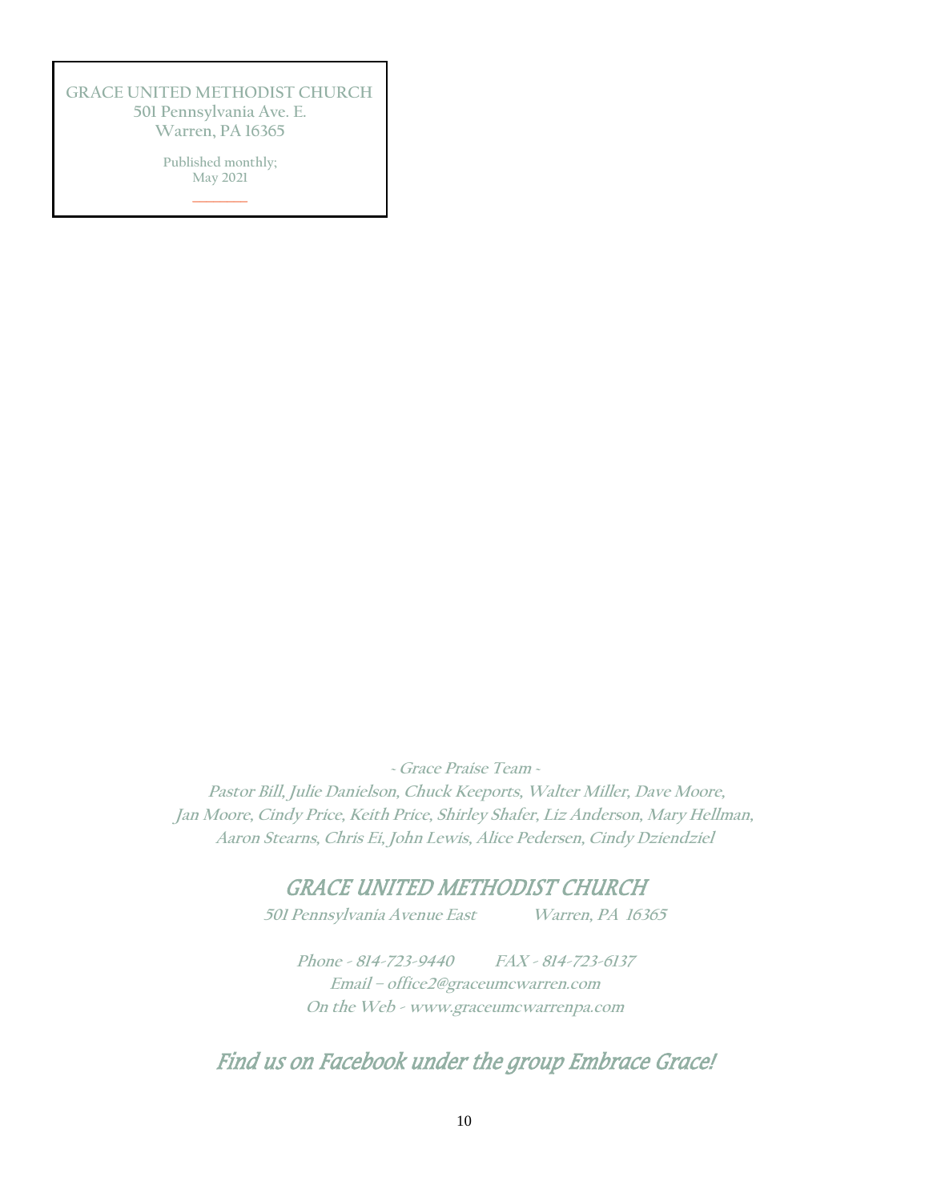GRACE UNITED METHODIST CHURCH
501 Pennsylvania Ave. E.
Warren, PA 16365

Published monthly;
May 2021

*- Grace Praise Team -*

*Pastor Bill, Julie Danielson, Chuck Keeports, Walter Miller, Dave Moore, Jan Moore, Cindy Price, Keith Price, Shirley Shafer, Liz Anderson, Mary Hellman, Aaron Stearns, Chris Ei, John Lewis, Alice Pedersen, Cindy Dziendziel*

## *GRACE UNITED METHODIST CHURCH*

*501 Pennsylvania Avenue East Warren, PA 16365*

*Phone - 814-723-9440 FAX - 814-723-6137*
*Email – office2@graceumcwarren.com*
*On the Web - www.graceumcwarrenpa.com*

*Find us on Facebook under the group Embrace Grace!*